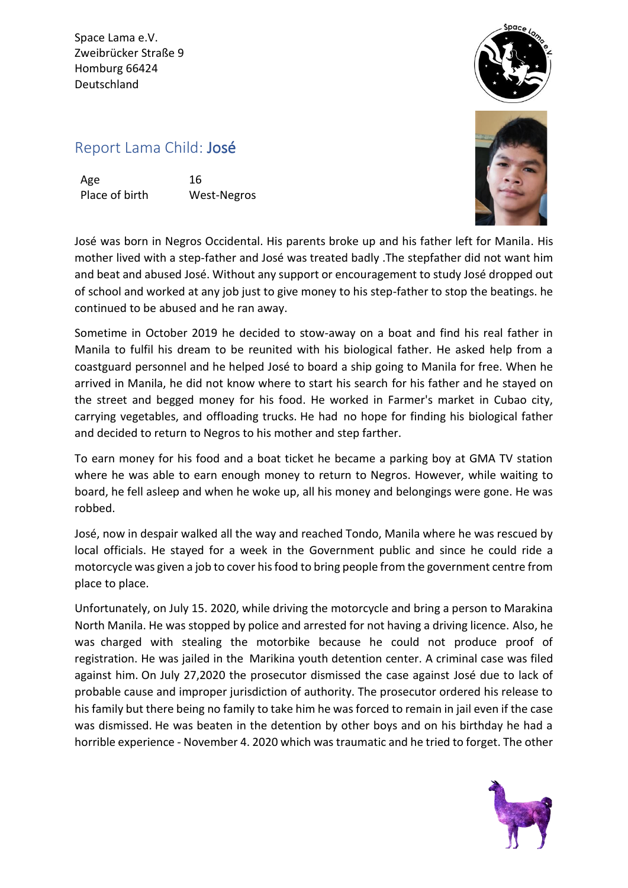Space Lama e.V.
Zweibrücker Straße 9
Homburg 66424
Deutschland

## Report Lama Child: **José**

| Age | 16 |
|---|---|
| Place of birth | West-Negros |

José was born in Negros Occidental. His parents broke up and his father left for Manila. His mother lived with a step-father and José was treated badly .The stepfather did not want him and beat and abused José. Without any support or encouragement to study José dropped out of school and worked at any job just to give money to his step-father to stop the beatings. he continued to be abused and he ran away.

Sometime in October 2019 he decided to stow-away on a boat and find his real father in Manila to fulfil his dream to be reunited with his biological father. He asked help from a coastguard personnel and he helped José to board a ship going to Manila for free. When he arrived in Manila, he did not know where to start his search for his father and he stayed on the street and begged money for his food. He worked in Farmer's market in Cubao city, carrying vegetables, and offloading trucks. He had no hope for finding his biological father and decided to return to Negros to his mother and step farther.

To earn money for his food and a boat ticket he became a parking boy at GMA TV station where he was able to earn enough money to return to Negros. However, while waiting to board, he fell asleep and when he woke up, all his money and belongings were gone. He was robbed.

José, now in despair walked all the way and reached Tondo, Manila where he was rescued by local officials. He stayed for a week in the Government public and since he could ride a motorcycle was given a job to cover his food to bring people from the government centre from place to place.

Unfortunately, on July 15. 2020, while driving the motorcycle and bring a person to Marakina North Manila. He was stopped by police and arrested for not having a driving licence. Also, he was charged with stealing the motorbike because he could not produce proof of registration. He was jailed in the Marikina youth detention center. A criminal case was filed against him. On July 27,2020 the prosecutor dismissed the case against José due to lack of probable cause and improper jurisdiction of authority. The prosecutor ordered his release to his family but there being no family to take him he was forced to remain in jail even if the case was dismissed. He was beaten in the detention by other boys and on his birthday he had a horrible experience - November 4. 2020 which was traumatic and he tried to forget. The other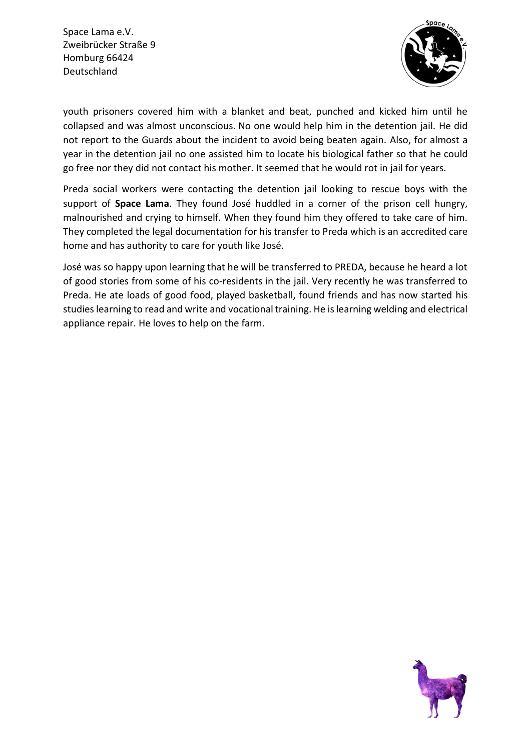youth prisoners covered him with a blanket and beat, punched and kicked him until he collapsed and was almost unconscious. No one would help him in the detention jail. He did not report to the Guards about the incident to avoid being beaten again. Also, for almost a year in the detention jail no one assisted him to locate his biological father so that he could go free nor they did not contact his mother. It seemed that he would rot in jail for years.

Preda social workers were contacting the detention jail looking to rescue boys with the support of **Space Lama**. They found José huddled in a corner of the prison cell hungry, malnourished and crying to himself. When they found him they offered to take care of him. They completed the legal documentation for his transfer to Preda which is an accredited care home and has authority to care for youth like José.

José was so happy upon learning that he will be transferred to PREDA, because he heard a lot of good stories from some of his co-residents in the jail. Very recently he was transferred to Preda. He ate loads of good food, played basketball, found friends and has now started his studies learning to read and write and vocational training. He is learning welding and electrical appliance repair. He loves to help on the farm.